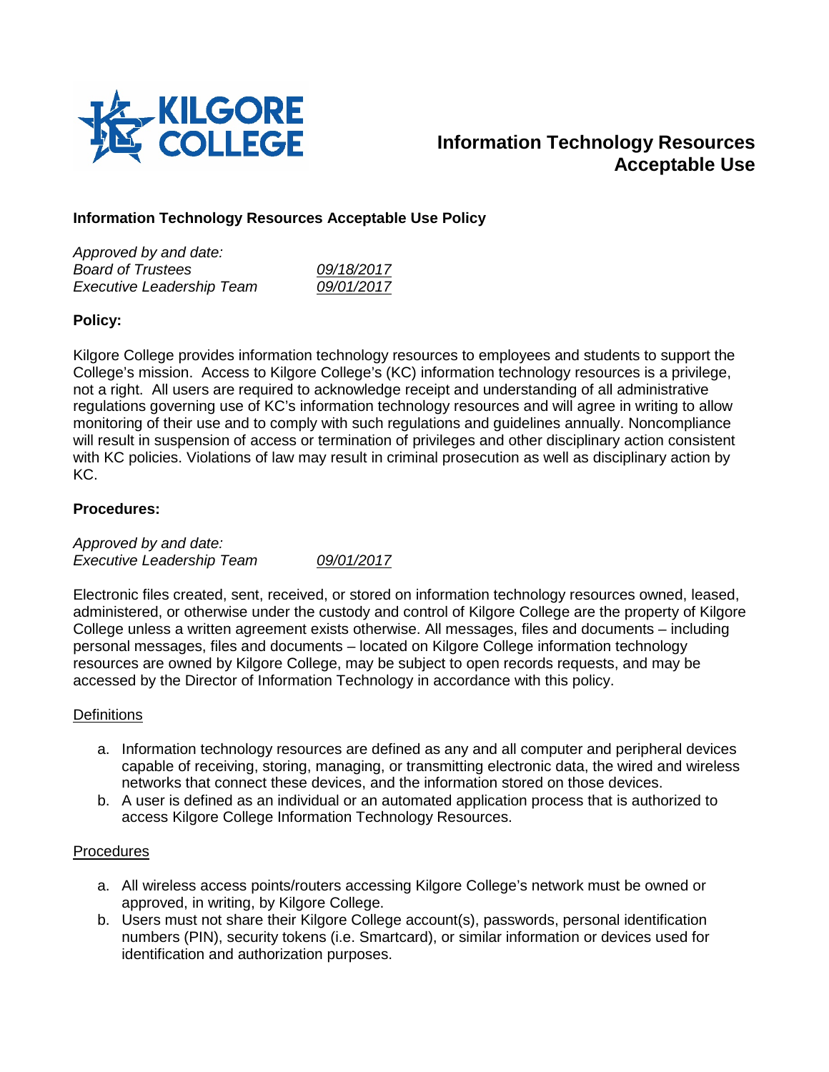# Information Technology Resources Acceptable Use

## Information Technology Resources Acceptable Use Policy

*Approved by and date:*
*Board of Trustees* *09/18/2017*
*Executive Leadership Team* *09/01/2017*

**Policy:**

Kilgore College provides information technology resources to employees and students to support the College's mission. Access to Kilgore College's (KC) information technology resources is a privilege, not a right. All users are required to acknowledge receipt and understanding of all administrative regulations governing use of KC's information technology resources and will agree in writing to allow monitoring of their use and to comply with such regulations and guidelines annually. Noncompliance will result in suspension of access or termination of privileges and other disciplinary action consistent with KC policies. Violations of law may result in criminal prosecution as well as disciplinary action by KC.

**Procedures:**

*Approved by and date:*
*Executive Leadership Team* *09/01/2017*

Electronic files created, sent, received, or stored on information technology resources owned, leased, administered, or otherwise under the custody and control of Kilgore College are the property of Kilgore College unless a written agreement exists otherwise. All messages, files and documents – including personal messages, files and documents – located on Kilgore College information technology resources are owned by Kilgore College, may be subject to open records requests, and may be accessed by the Director of Information Technology in accordance with this policy.

Definitions

a. Information technology resources are defined as any and all computer and peripheral devices capable of receiving, storing, managing, or transmitting electronic data, the wired and wireless networks that connect these devices, and the information stored on those devices.
b. A user is defined as an individual or an automated application process that is authorized to access Kilgore College Information Technology Resources.

Procedures

a. All wireless access points/routers accessing Kilgore College's network must be owned or approved, in writing, by Kilgore College.
b. Users must not share their Kilgore College account(s), passwords, personal identification numbers (PIN), security tokens (i.e. Smartcard), or similar information or devices used for identification and authorization purposes.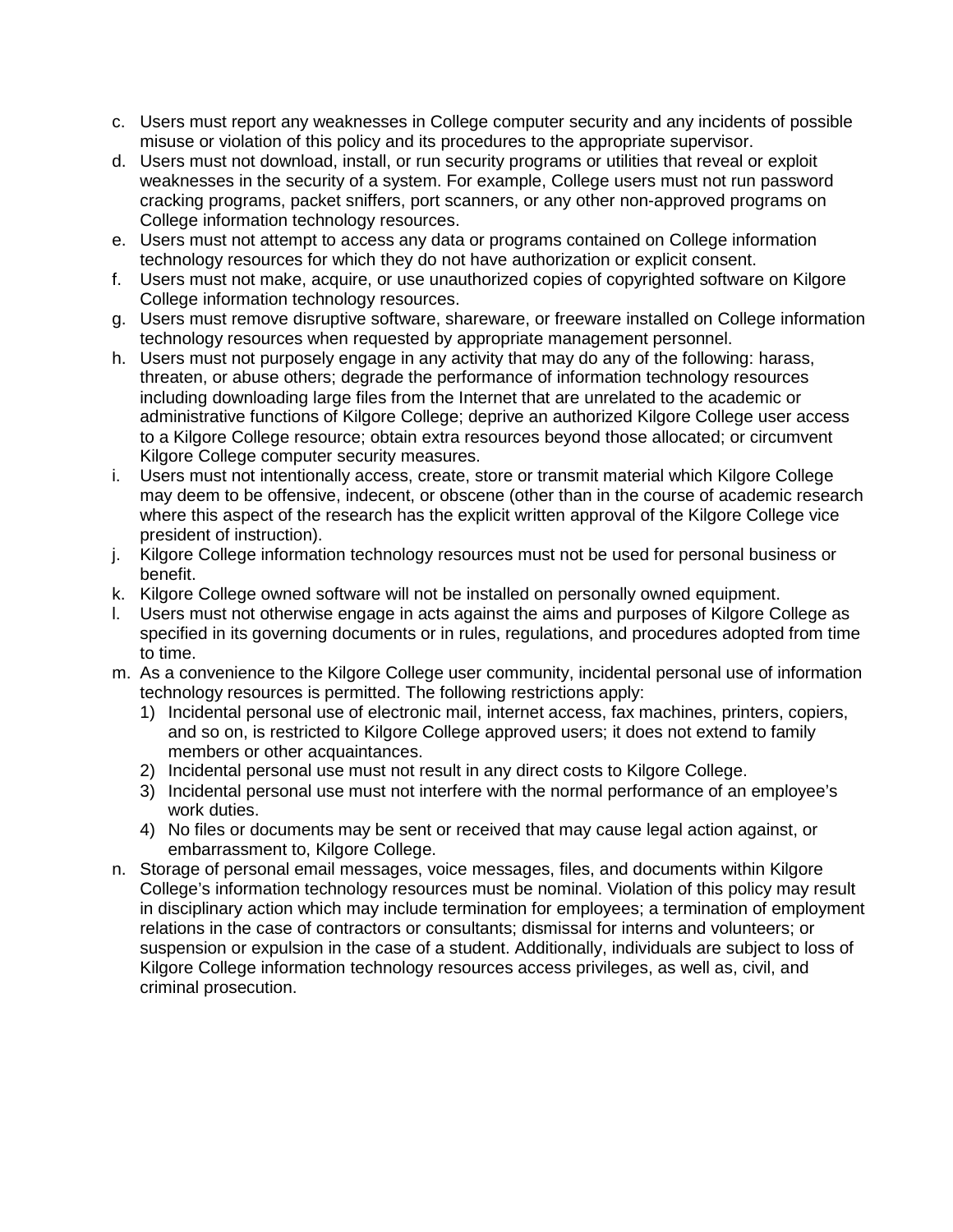c. Users must report any weaknesses in College computer security and any incidents of possible misuse or violation of this policy and its procedures to the appropriate supervisor.
d. Users must not download, install, or run security programs or utilities that reveal or exploit weaknesses in the security of a system. For example, College users must not run password cracking programs, packet sniffers, port scanners, or any other non-approved programs on College information technology resources.
e. Users must not attempt to access any data or programs contained on College information technology resources for which they do not have authorization or explicit consent.
f. Users must not make, acquire, or use unauthorized copies of copyrighted software on Kilgore College information technology resources.
g. Users must remove disruptive software, shareware, or freeware installed on College information technology resources when requested by appropriate management personnel.
h. Users must not purposely engage in any activity that may do any of the following: harass, threaten, or abuse others; degrade the performance of information technology resources including downloading large files from the Internet that are unrelated to the academic or administrative functions of Kilgore College; deprive an authorized Kilgore College user access to a Kilgore College resource; obtain extra resources beyond those allocated; or circumvent Kilgore College computer security measures.
i. Users must not intentionally access, create, store or transmit material which Kilgore College may deem to be offensive, indecent, or obscene (other than in the course of academic research where this aspect of the research has the explicit written approval of the Kilgore College vice president of instruction).
j. Kilgore College information technology resources must not be used for personal business or benefit.
k. Kilgore College owned software will not be installed on personally owned equipment.
l. Users must not otherwise engage in acts against the aims and purposes of Kilgore College as specified in its governing documents or in rules, regulations, and procedures adopted from time to time.
m. As a convenience to the Kilgore College user community, incidental personal use of information technology resources is permitted. The following restrictions apply:
   1) Incidental personal use of electronic mail, internet access, fax machines, printers, copiers, and so on, is restricted to Kilgore College approved users; it does not extend to family members or other acquaintances.
   2) Incidental personal use must not result in any direct costs to Kilgore College.
   3) Incidental personal use must not interfere with the normal performance of an employee's work duties.
   4) No files or documents may be sent or received that may cause legal action against, or embarrassment to, Kilgore College.
n. Storage of personal email messages, voice messages, files, and documents within Kilgore College's information technology resources must be nominal. Violation of this policy may result in disciplinary action which may include termination for employees; a termination of employment relations in the case of contractors or consultants; dismissal for interns and volunteers; or suspension or expulsion in the case of a student. Additionally, individuals are subject to loss of Kilgore College information technology resources access privileges, as well as, civil, and criminal prosecution.